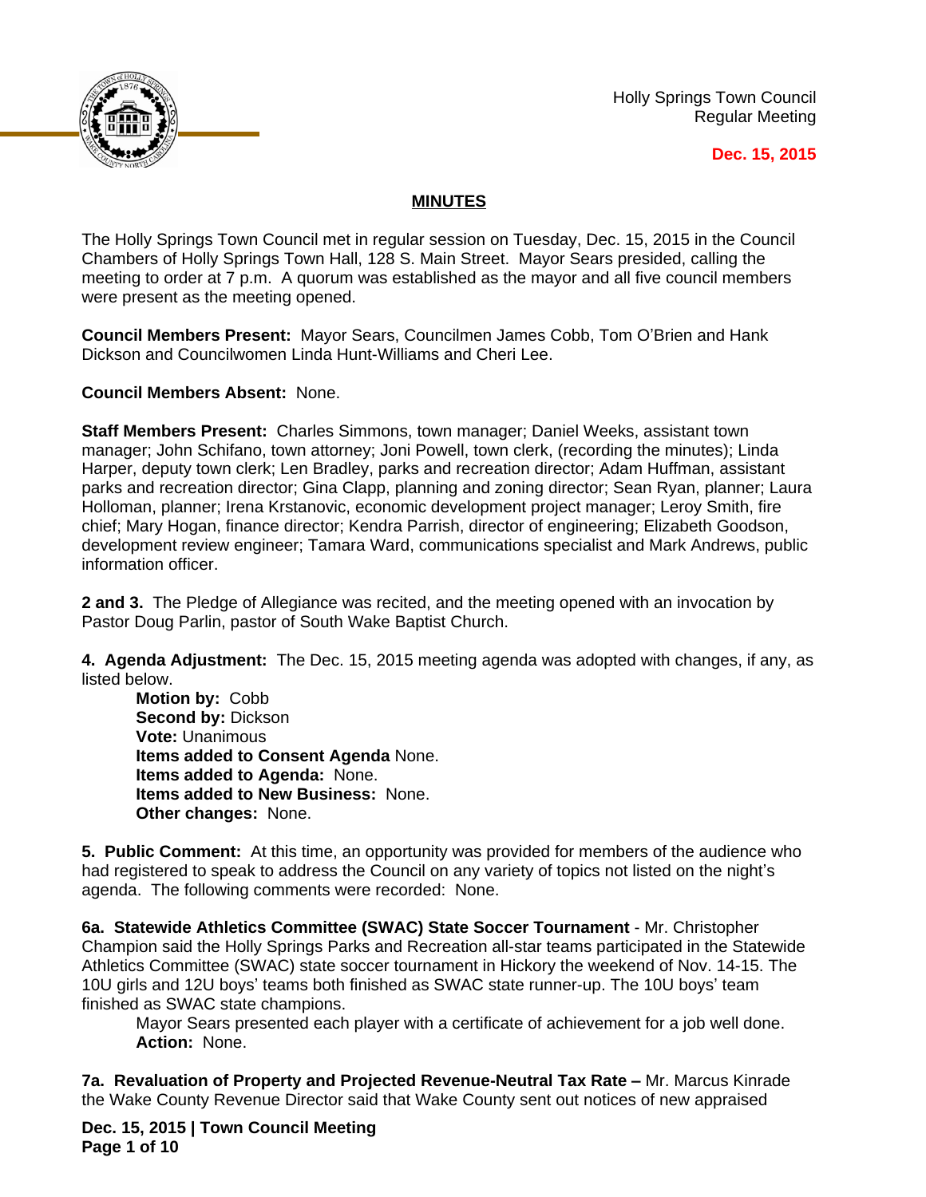Holly Springs Town Council
Regular Meeting

**Dec. 15, 2015**

## MINUTES

The Holly Springs Town Council met in regular session on Tuesday, Dec. 15, 2015 in the Council Chambers of Holly Springs Town Hall, 128 S. Main Street. Mayor Sears presided, calling the meeting to order at 7 p.m. A quorum was established as the mayor and all five council members were present as the meeting opened.

**Council Members Present:** Mayor Sears, Councilmen James Cobb, Tom O'Brien and Hank Dickson and Councilwomen Linda Hunt-Williams and Cheri Lee.

**Council Members Absent:** None.

**Staff Members Present:** Charles Simmons, town manager; Daniel Weeks, assistant town manager; John Schifano, town attorney; Joni Powell, town clerk, (recording the minutes); Linda Harper, deputy town clerk; Len Bradley, parks and recreation director; Adam Huffman, assistant parks and recreation director; Gina Clapp, planning and zoning director; Sean Ryan, planner; Laura Holloman, planner; Irena Krstanovic, economic development project manager; Leroy Smith, fire chief; Mary Hogan, finance director; Kendra Parrish, director of engineering; Elizabeth Goodson, development review engineer; Tamara Ward, communications specialist and Mark Andrews, public information officer.

**2 and 3.** The Pledge of Allegiance was recited, and the meeting opened with an invocation by Pastor Doug Parlin, pastor of South Wake Baptist Church.

**4. Agenda Adjustment:** The Dec. 15, 2015 meeting agenda was adopted with changes, if any, as listed below.

**Motion by:** Cobb
**Second by:** Dickson
**Vote:** Unanimous
**Items added to Consent Agenda** None.
**Items added to Agenda:** None.
**Items added to New Business:** None.
**Other changes:** None.

**5. Public Comment:** At this time, an opportunity was provided for members of the audience who had registered to speak to address the Council on any variety of topics not listed on the night's agenda. The following comments were recorded: None.

**6a. Statewide Athletics Committee (SWAC) State Soccer Tournament** - Mr. Christopher Champion said the Holly Springs Parks and Recreation all-star teams participated in the Statewide Athletics Committee (SWAC) state soccer tournament in Hickory the weekend of Nov. 14-15. The 10U girls and 12U boys' teams both finished as SWAC state runner-up. The 10U boys' team finished as SWAC state champions.

Mayor Sears presented each player with a certificate of achievement for a job well done.
**Action:** None.

**7a. Revaluation of Property and Projected Revenue-Neutral Tax Rate –** Mr. Marcus Kinrade the Wake County Revenue Director said that Wake County sent out notices of new appraised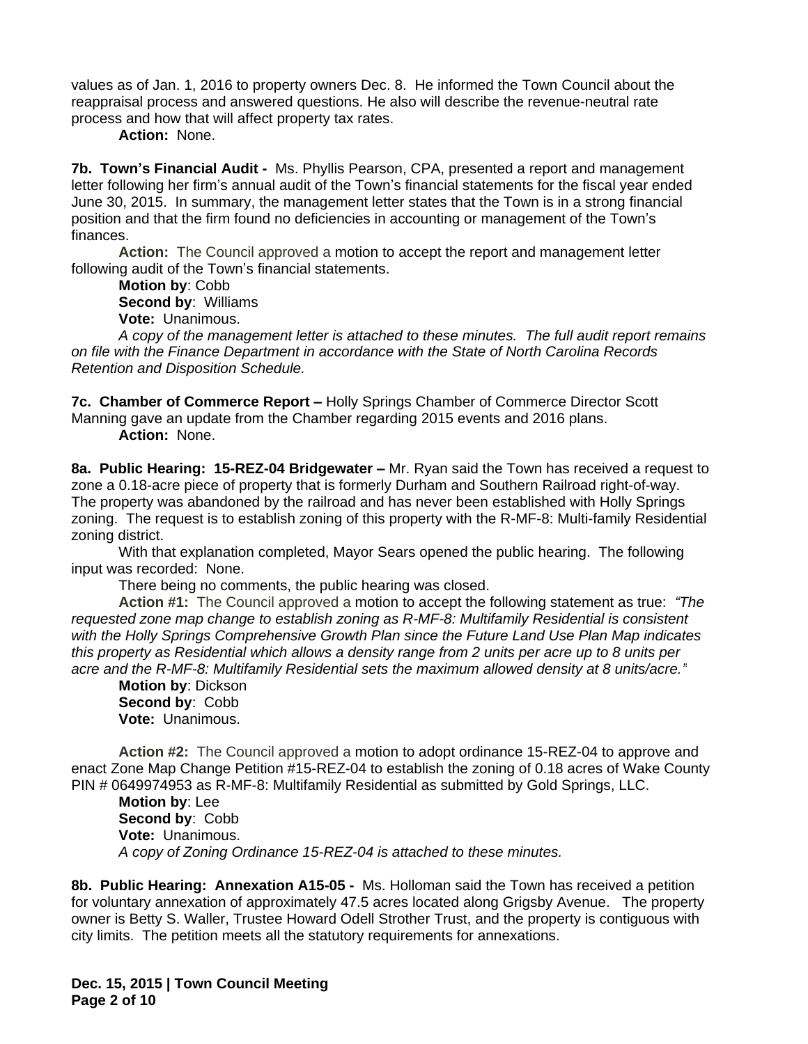values as of Jan. 1, 2016 to property owners Dec. 8. He informed the Town Council about the reappraisal process and answered questions. He also will describe the revenue-neutral rate process and how that will affect property tax rates.

**Action:** None.

**7b. Town's Financial Audit -** Ms. Phyllis Pearson, CPA, presented a report and management letter following her firm's annual audit of the Town's financial statements for the fiscal year ended June 30, 2015. In summary, the management letter states that the Town is in a strong financial position and that the firm found no deficiencies in accounting or management of the Town's finances.

**Action:** The Council approved a motion to accept the report and management letter following audit of the Town's financial statements.

**Motion by**: Cobb
**Second by**: Williams
**Vote:** Unanimous.

*A copy of the management letter is attached to these minutes. The full audit report remains on file with the Finance Department in accordance with the State of North Carolina Records Retention and Disposition Schedule.*

**7c. Chamber of Commerce Report –** Holly Springs Chamber of Commerce Director Scott Manning gave an update from the Chamber regarding 2015 events and 2016 plans.

**Action:** None.

**8a. Public Hearing: 15-REZ-04 Bridgewater –** Mr. Ryan said the Town has received a request to zone a 0.18-acre piece of property that is formerly Durham and Southern Railroad right-of-way. The property was abandoned by the railroad and has never been established with Holly Springs zoning. The request is to establish zoning of this property with the R-MF-8: Multi-family Residential zoning district.

With that explanation completed, Mayor Sears opened the public hearing. The following input was recorded: None.

There being no comments, the public hearing was closed.

**Action #1:** The Council approved a motion to accept the following statement as true: *"The requested zone map change to establish zoning as R-MF-8: Multifamily Residential is consistent with the Holly Springs Comprehensive Growth Plan since the Future Land Use Plan Map indicates this property as Residential which allows a density range from 2 units per acre up to 8 units per acre and the R-MF-8: Multifamily Residential sets the maximum allowed density at 8 units/acre."*

**Motion by**: Dickson
**Second by**: Cobb
**Vote:** Unanimous.

**Action #2:** The Council approved a motion to adopt ordinance 15-REZ-04 to approve and enact Zone Map Change Petition #15-REZ-04 to establish the zoning of 0.18 acres of Wake County PIN # 0649974953 as R-MF-8: Multifamily Residential as submitted by Gold Springs, LLC.

**Motion by**: Lee
**Second by**: Cobb
**Vote:** Unanimous.

*A copy of Zoning Ordinance 15-REZ-04 is attached to these minutes.*

**8b. Public Hearing: Annexation A15-05 -** Ms. Holloman said the Town has received a petition for voluntary annexation of approximately 47.5 acres located along Grigsby Avenue. The property owner is Betty S. Waller, Trustee Howard Odell Strother Trust, and the property is contiguous with city limits. The petition meets all the statutory requirements for annexations.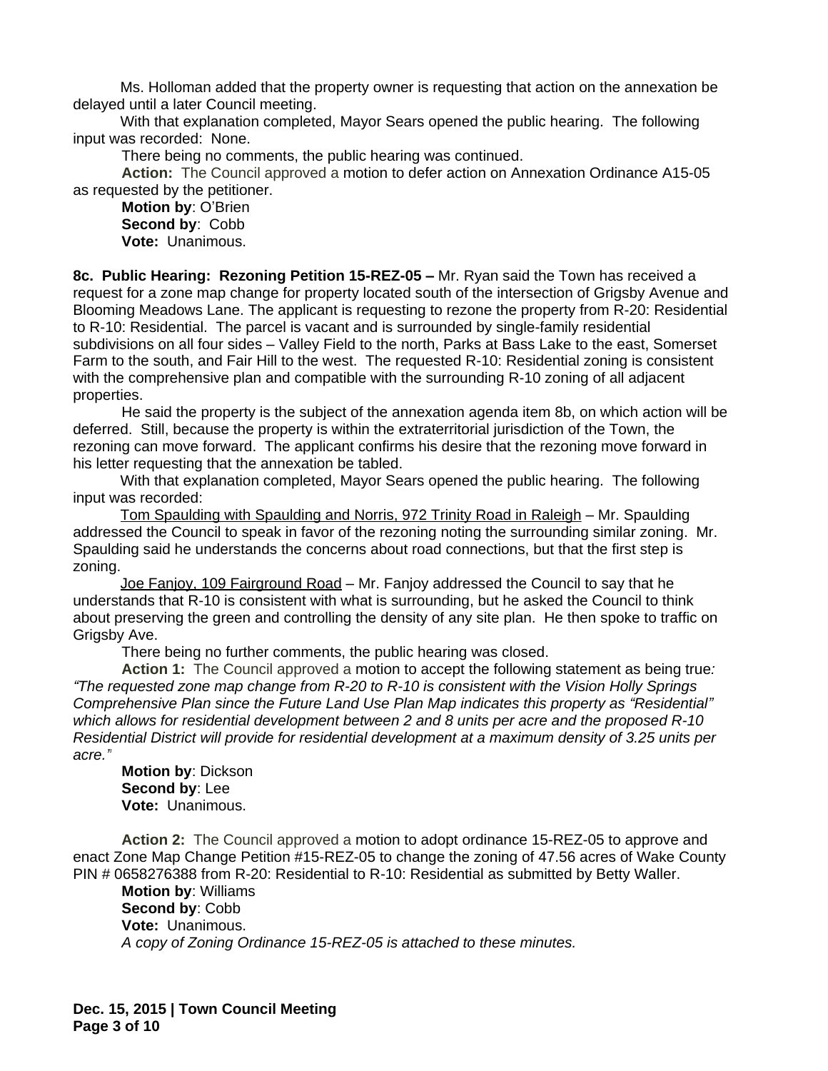Ms. Holloman added that the property owner is requesting that action on the annexation be delayed until a later Council meeting.

With that explanation completed, Mayor Sears opened the public hearing. The following input was recorded: None.

There being no comments, the public hearing was continued.

**Action:** The Council approved a motion to defer action on Annexation Ordinance A15-05 as requested by the petitioner.

**Motion by**: O'Brien
**Second by**: Cobb
**Vote:** Unanimous.

**8c. Public Hearing: Rezoning Petition 15-REZ-05 –** Mr. Ryan said the Town has received a request for a zone map change for property located south of the intersection of Grigsby Avenue and Blooming Meadows Lane. The applicant is requesting to rezone the property from R-20: Residential to R-10: Residential. The parcel is vacant and is surrounded by single-family residential subdivisions on all four sides – Valley Field to the north, Parks at Bass Lake to the east, Somerset Farm to the south, and Fair Hill to the west. The requested R-10: Residential zoning is consistent with the comprehensive plan and compatible with the surrounding R-10 zoning of all adjacent properties.

He said the property is the subject of the annexation agenda item 8b, on which action will be deferred. Still, because the property is within the extraterritorial jurisdiction of the Town, the rezoning can move forward. The applicant confirms his desire that the rezoning move forward in his letter requesting that the annexation be tabled.

With that explanation completed, Mayor Sears opened the public hearing. The following input was recorded:

Tom Spaulding with Spaulding and Norris, 972 Trinity Road in Raleigh – Mr. Spaulding addressed the Council to speak in favor of the rezoning noting the surrounding similar zoning. Mr. Spaulding said he understands the concerns about road connections, but that the first step is zoning.

Joe Fanjoy, 109 Fairground Road – Mr. Fanjoy addressed the Council to say that he understands that R-10 is consistent with what is surrounding, but he asked the Council to think about preserving the green and controlling the density of any site plan. He then spoke to traffic on Grigsby Ave.

There being no further comments, the public hearing was closed.

**Action 1:** The Council approved a motion to accept the following statement as being true*: "The requested zone map change from R-20 to R-10 is consistent with the Vision Holly Springs Comprehensive Plan since the Future Land Use Plan Map indicates this property as "Residential" which allows for residential development between 2 and 8 units per acre and the proposed R-10 Residential District will provide for residential development at a maximum density of 3.25 units per acre."*

**Motion by**: Dickson
**Second by**: Lee
**Vote:** Unanimous.

**Action 2:** The Council approved a motion to adopt ordinance 15-REZ-05 to approve and enact Zone Map Change Petition #15-REZ-05 to change the zoning of 47.56 acres of Wake County PIN # 0658276388 from R-20: Residential to R-10: Residential as submitted by Betty Waller.

**Motion by**: Williams
**Second by**: Cobb
**Vote:** Unanimous.
*A copy of Zoning Ordinance 15-REZ-05 is attached to these minutes.*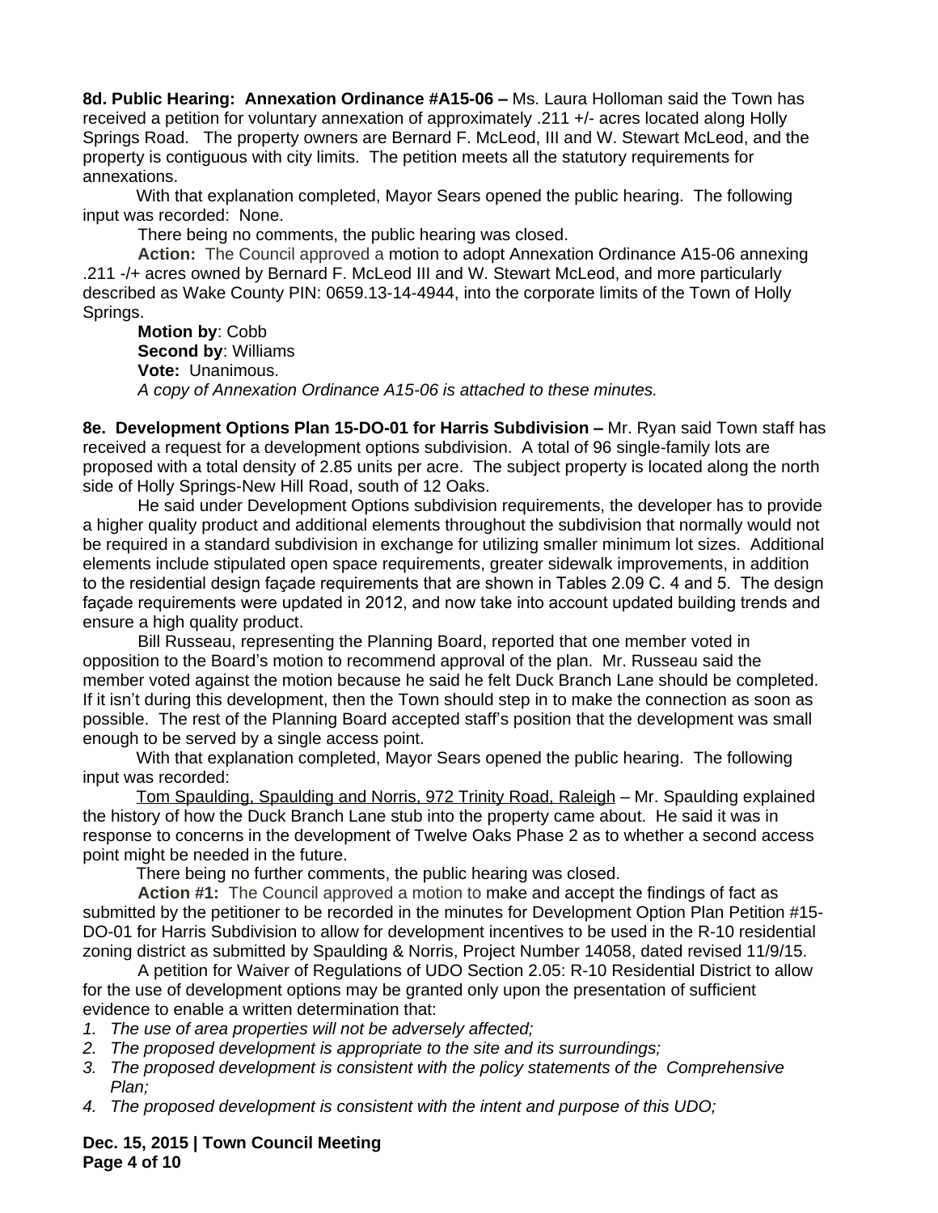**8d. Public Hearing: Annexation Ordinance #A15-06 –** Ms. Laura Holloman said the Town has received a petition for voluntary annexation of approximately .211 +/- acres located along Holly Springs Road. The property owners are Bernard F. McLeod, III and W. Stewart McLeod, and the property is contiguous with city limits. The petition meets all the statutory requirements for annexations.

With that explanation completed, Mayor Sears opened the public hearing. The following input was recorded: None.

There being no comments, the public hearing was closed.

**Action:** The Council approved a motion to adopt Annexation Ordinance A15-06 annexing .211 -/+ acres owned by Bernard F. McLeod III and W. Stewart McLeod, and more particularly described as Wake County PIN: 0659.13-14-4944, into the corporate limits of the Town of Holly Springs.

**Motion by**: Cobb
**Second by**: Williams
**Vote:** Unanimous.
*A copy of Annexation Ordinance A15-06 is attached to these minutes.*

**8e. Development Options Plan 15-DO-01 for Harris Subdivision –** Mr. Ryan said Town staff has received a request for a development options subdivision. A total of 96 single-family lots are proposed with a total density of 2.85 units per acre. The subject property is located along the north side of Holly Springs-New Hill Road, south of 12 Oaks.

He said under Development Options subdivision requirements, the developer has to provide a higher quality product and additional elements throughout the subdivision that normally would not be required in a standard subdivision in exchange for utilizing smaller minimum lot sizes. Additional elements include stipulated open space requirements, greater sidewalk improvements, in addition to the residential design façade requirements that are shown in Tables 2.09 C. 4 and 5. The design façade requirements were updated in 2012, and now take into account updated building trends and ensure a high quality product.

Bill Russeau, representing the Planning Board, reported that one member voted in opposition to the Board's motion to recommend approval of the plan. Mr. Russeau said the member voted against the motion because he said he felt Duck Branch Lane should be completed. If it isn't during this development, then the Town should step in to make the connection as soon as possible. The rest of the Planning Board accepted staff's position that the development was small enough to be served by a single access point.

With that explanation completed, Mayor Sears opened the public hearing. The following input was recorded:

Tom Spaulding, Spaulding and Norris, 972 Trinity Road, Raleigh – Mr. Spaulding explained the history of how the Duck Branch Lane stub into the property came about. He said it was in response to concerns in the development of Twelve Oaks Phase 2 as to whether a second access point might be needed in the future.

There being no further comments, the public hearing was closed.

**Action #1:** The Council approved a motion to make and accept the findings of fact as submitted by the petitioner to be recorded in the minutes for Development Option Plan Petition #15-DO-01 for Harris Subdivision to allow for development incentives to be used in the R-10 residential zoning district as submitted by Spaulding & Norris, Project Number 14058, dated revised 11/9/15.

A petition for Waiver of Regulations of UDO Section 2.05: R-10 Residential District to allow for the use of development options may be granted only upon the presentation of sufficient evidence to enable a written determination that:

1. *The use of area properties will not be adversely affected;*
2. *The proposed development is appropriate to the site and its surroundings;*
3. *The proposed development is consistent with the policy statements of the Comprehensive Plan;*
4. *The proposed development is consistent with the intent and purpose of this UDO;*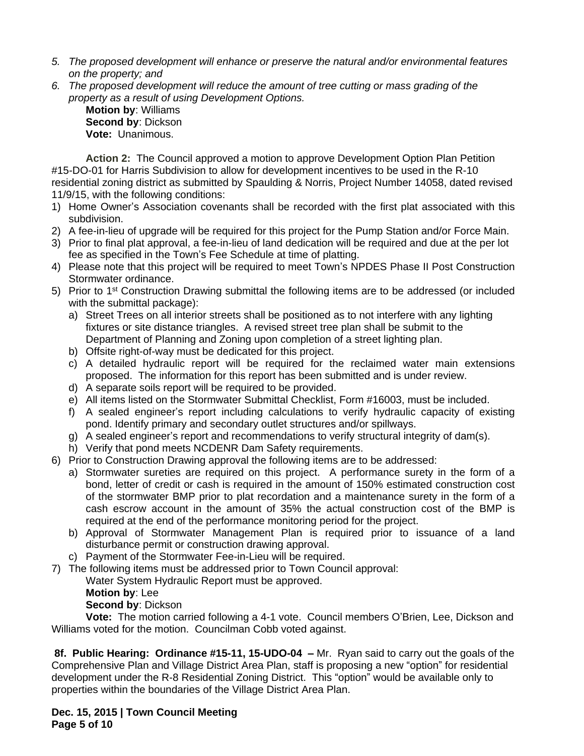5. *The proposed development will enhance or preserve the natural and/or environmental features on the property; and*
6. *The proposed development will reduce the amount of tree cutting or mass grading of the property as a result of using Development Options.*

   **Motion by**: Williams
   **Second by**: Dickson
   **Vote:** Unanimous.

**Action 2:** The Council approved a motion to approve Development Option Plan Petition #15-DO-01 for Harris Subdivision to allow for development incentives to be used in the R-10 residential zoning district as submitted by Spaulding & Norris, Project Number 14058, dated revised 11/9/15, with the following conditions:

1) Home Owner's Association covenants shall be recorded with the first plat associated with this subdivision.
2) A fee-in-lieu of upgrade will be required for this project for the Pump Station and/or Force Main.
3) Prior to final plat approval, a fee-in-lieu of land dedication will be required and due at the per lot fee as specified in the Town's Fee Schedule at time of platting.
4) Please note that this project will be required to meet Town's NPDES Phase II Post Construction Stormwater ordinance.
5) Prior to 1st Construction Drawing submittal the following items are to be addressed (or included with the submittal package):
   a) Street Trees on all interior streets shall be positioned as to not interfere with any lighting fixtures or site distance triangles. A revised street tree plan shall be submit to the Department of Planning and Zoning upon completion of a street lighting plan.
   b) Offsite right-of-way must be dedicated for this project.
   c) A detailed hydraulic report will be required for the reclaimed water main extensions proposed. The information for this report has been submitted and is under review.
   d) A separate soils report will be required to be provided.
   e) All items listed on the Stormwater Submittal Checklist, Form #16003, must be included.
   f) A sealed engineer's report including calculations to verify hydraulic capacity of existing pond. Identify primary and secondary outlet structures and/or spillways.
   g) A sealed engineer's report and recommendations to verify structural integrity of dam(s).
   h) Verify that pond meets NCDENR Dam Safety requirements.
6) Prior to Construction Drawing approval the following items are to be addressed:
   a) Stormwater sureties are required on this project. A performance surety in the form of a bond, letter of credit or cash is required in the amount of 150% estimated construction cost of the stormwater BMP prior to plat recordation and a maintenance surety in the form of a cash escrow account in the amount of 35% the actual construction cost of the BMP is required at the end of the performance monitoring period for the project.
   b) Approval of Stormwater Management Plan is required prior to issuance of a land disturbance permit or construction drawing approval.
   c) Payment of the Stormwater Fee-in-Lieu will be required.
7) The following items must be addressed prior to Town Council approval:

   Water System Hydraulic Report must be approved.

   **Motion by**: Lee
   **Second by**: Dickson

**Vote:** The motion carried following a 4-1 vote. Council members O'Brien, Lee, Dickson and Williams voted for the motion. Councilman Cobb voted against.

**8f. Public Hearing: Ordinance #15-11, 15-UDO-04 –** Mr. Ryan said to carry out the goals of the Comprehensive Plan and Village District Area Plan, staff is proposing a new "option" for residential development under the R-8 Residential Zoning District. This "option" would be available only to properties within the boundaries of the Village District Area Plan.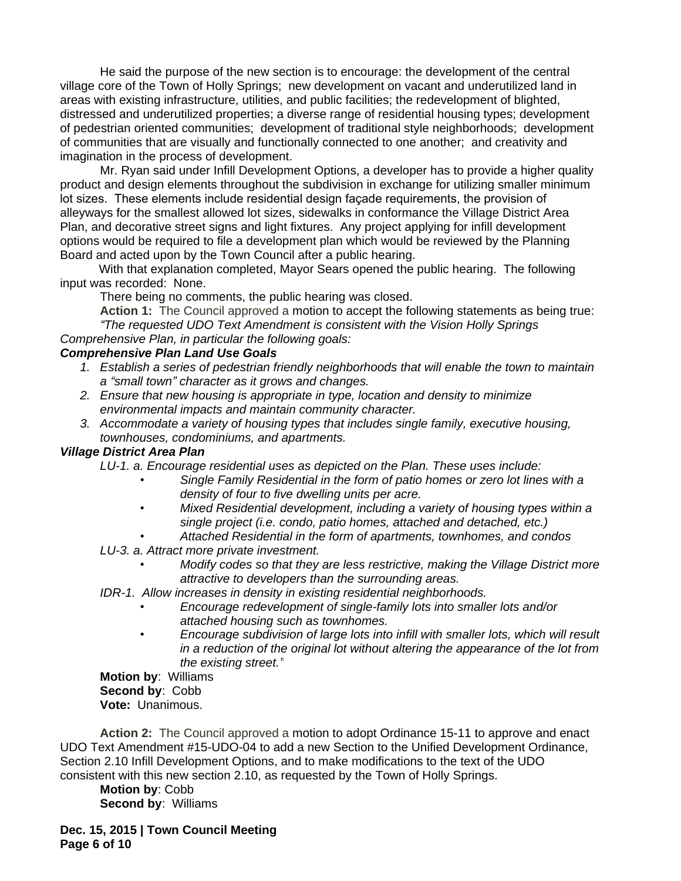He said the purpose of the new section is to encourage: the development of the central village core of the Town of Holly Springs; new development on vacant and underutilized land in areas with existing infrastructure, utilities, and public facilities; the redevelopment of blighted, distressed and underutilized properties; a diverse range of residential housing types; development of pedestrian oriented communities; development of traditional style neighborhoods; development of communities that are visually and functionally connected to one another; and creativity and imagination in the process of development.

Mr. Ryan said under Infill Development Options, a developer has to provide a higher quality product and design elements throughout the subdivision in exchange for utilizing smaller minimum lot sizes. These elements include residential design façade requirements, the provision of alleyways for the smallest allowed lot sizes, sidewalks in conformance the Village District Area Plan, and decorative street signs and light fixtures. Any project applying for infill development options would be required to file a development plan which would be reviewed by the Planning Board and acted upon by the Town Council after a public hearing.

With that explanation completed, Mayor Sears opened the public hearing. The following input was recorded: None.

There being no comments, the public hearing was closed.

**Action 1:** The Council approved a motion to accept the following statements as being true:

*"The requested UDO Text Amendment is consistent with the Vision Holly Springs Comprehensive Plan, in particular the following goals:*

***Comprehensive Plan Land Use Goals***

1. *Establish a series of pedestrian friendly neighborhoods that will enable the town to maintain a "small town" character as it grows and changes.*
2. *Ensure that new housing is appropriate in type, location and density to minimize environmental impacts and maintain community character.*
3. *Accommodate a variety of housing types that includes single family, executive housing, townhouses, condominiums, and apartments.*

***Village District Area Plan***

*LU-1. a. Encourage residential uses as depicted on the Plan. These uses include:*

- *Single Family Residential in the form of patio homes or zero lot lines with a density of four to five dwelling units per acre.*
- *Mixed Residential development, including a variety of housing types within a single project (i.e. condo, patio homes, attached and detached, etc.)*
- *Attached Residential in the form of apartments, townhomes, and condos*

*LU-3. a. Attract more private investment.*

- *Modify codes so that they are less restrictive, making the Village District more attractive to developers than the surrounding areas.*

*IDR-1. Allow increases in density in existing residential neighborhoods.*

- *Encourage redevelopment of single-family lots into smaller lots and/or attached housing such as townhomes.*
- *Encourage subdivision of large lots into infill with smaller lots, which will result in a reduction of the original lot without altering the appearance of the lot from the existing street."*

**Motion by**: Williams
**Second by**: Cobb
**Vote:** Unanimous.

**Action 2:** The Council approved a motion to adopt Ordinance 15-11 to approve and enact UDO Text Amendment #15-UDO-04 to add a new Section to the Unified Development Ordinance, Section 2.10 Infill Development Options, and to make modifications to the text of the UDO consistent with this new section 2.10, as requested by the Town of Holly Springs.

**Motion by**: Cobb
**Second by**: Williams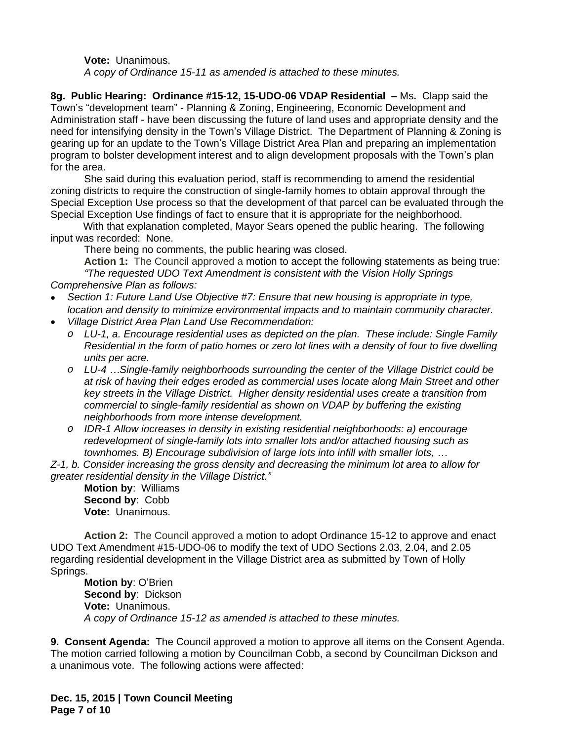**Vote:** Unanimous.

*A copy of Ordinance 15-11 as amended is attached to these minutes.*

**8g. Public Hearing: Ordinance #15-12, 15-UDO-06 VDAP Residential –** Ms**.** Clapp said the Town's "development team" - Planning & Zoning, Engineering, Economic Development and Administration staff - have been discussing the future of land uses and appropriate density and the need for intensifying density in the Town's Village District. The Department of Planning & Zoning is gearing up for an update to the Town's Village District Area Plan and preparing an implementation program to bolster development interest and to align development proposals with the Town's plan for the area.

She said during this evaluation period, staff is recommending to amend the residential zoning districts to require the construction of single-family homes to obtain approval through the Special Exception Use process so that the development of that parcel can be evaluated through the Special Exception Use findings of fact to ensure that it is appropriate for the neighborhood.

With that explanation completed, Mayor Sears opened the public hearing. The following input was recorded: None.

There being no comments, the public hearing was closed.

**Action 1:** The Council approved a motion to accept the following statements as being true:

*"The requested UDO Text Amendment is consistent with the Vision Holly Springs Comprehensive Plan as follows:*

- *Section 1: Future Land Use Objective #7: Ensure that new housing is appropriate in type, location and density to minimize environmental impacts and to maintain community character.*
- *Village District Area Plan Land Use Recommendation:*
  - *LU-1, a. Encourage residential uses as depicted on the plan. These include: Single Family Residential in the form of patio homes or zero lot lines with a density of four to five dwelling units per acre.*
  - *LU-4 …Single-family neighborhoods surrounding the center of the Village District could be at risk of having their edges eroded as commercial uses locate along Main Street and other key streets in the Village District. Higher density residential uses create a transition from commercial to single-family residential as shown on VDAP by buffering the existing neighborhoods from more intense development.*
  - *IDR-1 Allow increases in density in existing residential neighborhoods: a) encourage redevelopment of single-family lots into smaller lots and/or attached housing such as townhomes. B) Encourage subdivision of large lots into infill with smaller lots, …*

*Z-1, b. Consider increasing the gross density and decreasing the minimum lot area to allow for greater residential density in the Village District."*

**Motion by**: Williams
**Second by**: Cobb
**Vote:** Unanimous.

**Action 2:** The Council approved a motion to adopt Ordinance 15-12 to approve and enact UDO Text Amendment #15-UDO-06 to modify the text of UDO Sections 2.03, 2.04, and 2.05 regarding residential development in the Village District area as submitted by Town of Holly Springs.

**Motion by**: O'Brien
**Second by**: Dickson
**Vote:** Unanimous.

*A copy of Ordinance 15-12 as amended is attached to these minutes.*

**9. Consent Agenda:** The Council approved a motion to approve all items on the Consent Agenda. The motion carried following a motion by Councilman Cobb, a second by Councilman Dickson and a unanimous vote. The following actions were affected: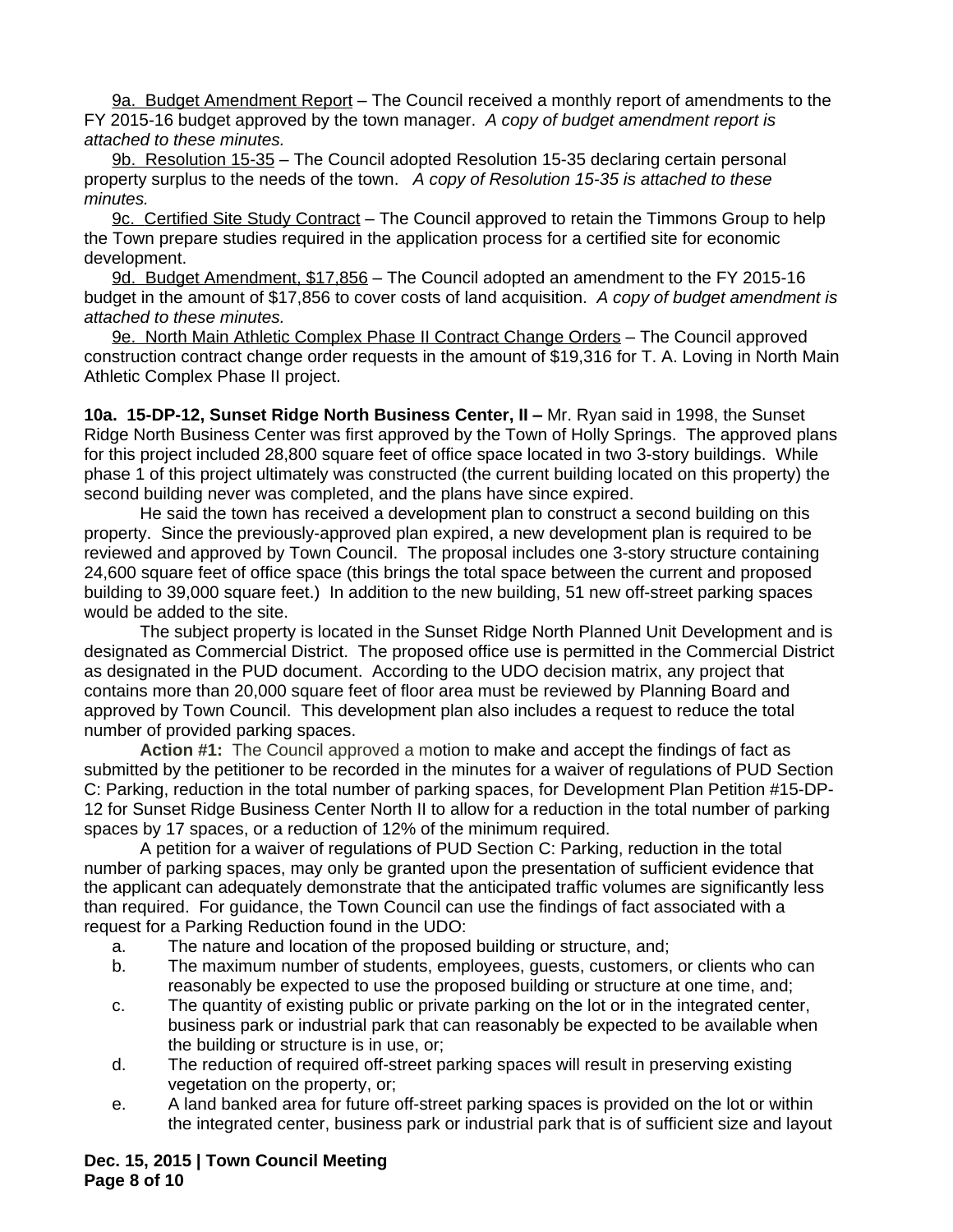9a. Budget Amendment Report – The Council received a monthly report of amendments to the FY 2015-16 budget approved by the town manager. *A copy of budget amendment report is attached to these minutes.*

9b. Resolution 15-35 – The Council adopted Resolution 15-35 declaring certain personal property surplus to the needs of the town. *A copy of Resolution 15-35 is attached to these minutes.*

9c. Certified Site Study Contract – The Council approved to retain the Timmons Group to help the Town prepare studies required in the application process for a certified site for economic development.

9d. Budget Amendment, $17,856 – The Council adopted an amendment to the FY 2015-16 budget in the amount of $17,856 to cover costs of land acquisition. *A copy of budget amendment is attached to these minutes.*

9e. North Main Athletic Complex Phase II Contract Change Orders – The Council approved construction contract change order requests in the amount of $19,316 for T. A. Loving in North Main Athletic Complex Phase II project.

**10a. 15-DP-12, Sunset Ridge North Business Center, II –** Mr. Ryan said in 1998, the Sunset Ridge North Business Center was first approved by the Town of Holly Springs. The approved plans for this project included 28,800 square feet of office space located in two 3-story buildings. While phase 1 of this project ultimately was constructed (the current building located on this property) the second building never was completed, and the plans have since expired.

He said the town has received a development plan to construct a second building on this property. Since the previously-approved plan expired, a new development plan is required to be reviewed and approved by Town Council. The proposal includes one 3-story structure containing 24,600 square feet of office space (this brings the total space between the current and proposed building to 39,000 square feet.) In addition to the new building, 51 new off-street parking spaces would be added to the site.

The subject property is located in the Sunset Ridge North Planned Unit Development and is designated as Commercial District. The proposed office use is permitted in the Commercial District as designated in the PUD document. According to the UDO decision matrix, any project that contains more than 20,000 square feet of floor area must be reviewed by Planning Board and approved by Town Council. This development plan also includes a request to reduce the total number of provided parking spaces.

**Action #1:** The Council approved a motion to make and accept the findings of fact as submitted by the petitioner to be recorded in the minutes for a waiver of regulations of PUD Section C: Parking, reduction in the total number of parking spaces, for Development Plan Petition #15-DP-12 for Sunset Ridge Business Center North II to allow for a reduction in the total number of parking spaces by 17 spaces, or a reduction of 12% of the minimum required.

A petition for a waiver of regulations of PUD Section C: Parking, reduction in the total number of parking spaces, may only be granted upon the presentation of sufficient evidence that the applicant can adequately demonstrate that the anticipated traffic volumes are significantly less than required. For guidance, the Town Council can use the findings of fact associated with a request for a Parking Reduction found in the UDO:

a. The nature and location of the proposed building or structure, and;
b. The maximum number of students, employees, guests, customers, or clients who can reasonably be expected to use the proposed building or structure at one time, and;
c. The quantity of existing public or private parking on the lot or in the integrated center, business park or industrial park that can reasonably be expected to be available when the building or structure is in use, or;
d. The reduction of required off-street parking spaces will result in preserving existing vegetation on the property, or;
e. A land banked area for future off-street parking spaces is provided on the lot or within the integrated center, business park or industrial park that is of sufficient size and layout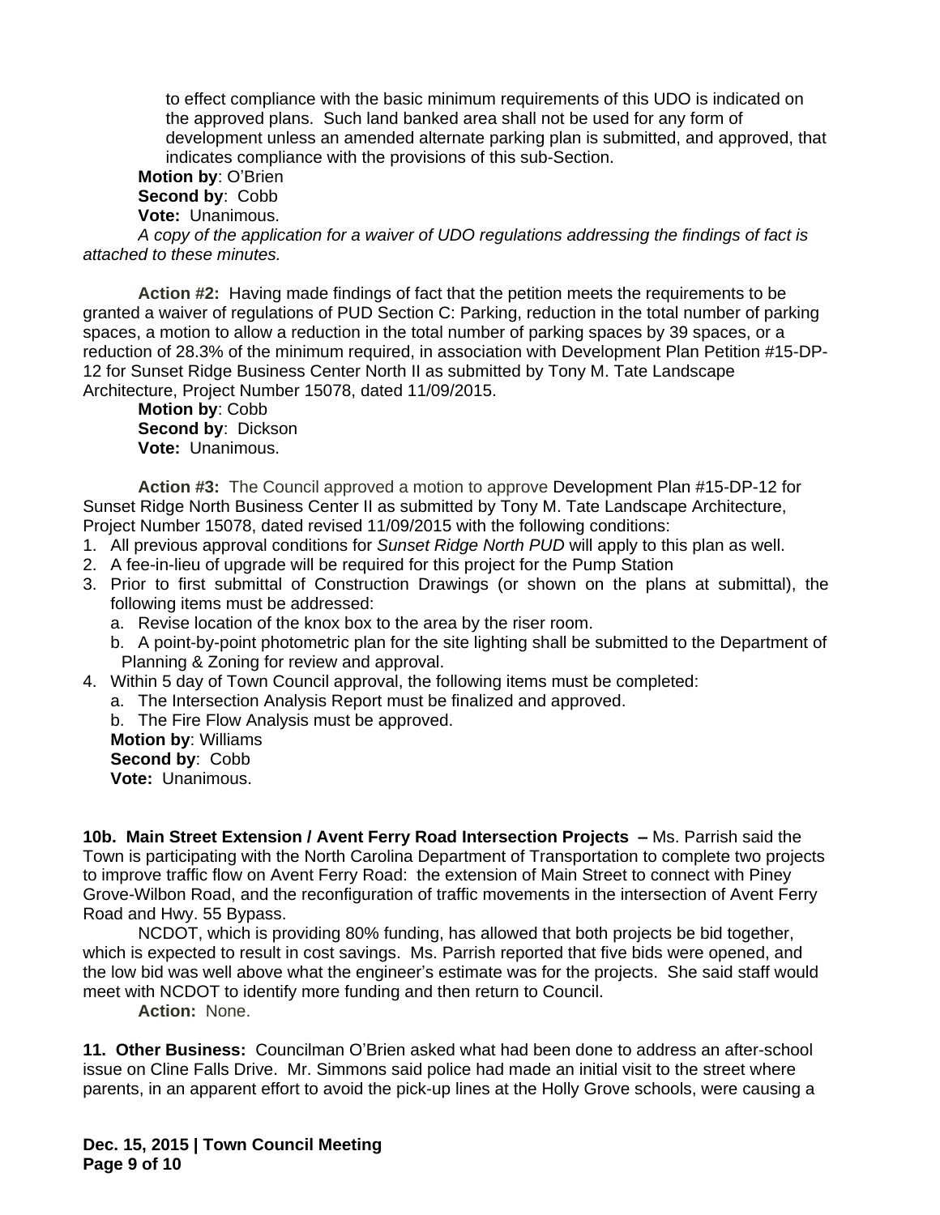to effect compliance with the basic minimum requirements of this UDO is indicated on the approved plans. Such land banked area shall not be used for any form of development unless an amended alternate parking plan is submitted, and approved, that indicates compliance with the provisions of this sub-Section.

**Motion by**: O'Brien
**Second by**: Cobb
**Vote:** Unanimous.

*A copy of the application for a waiver of UDO regulations addressing the findings of fact is attached to these minutes.*

**Action #2:** Having made findings of fact that the petition meets the requirements to be granted a waiver of regulations of PUD Section C: Parking, reduction in the total number of parking spaces, a motion to allow a reduction in the total number of parking spaces by 39 spaces, or a reduction of 28.3% of the minimum required, in association with Development Plan Petition #15-DP-12 for Sunset Ridge Business Center North II as submitted by Tony M. Tate Landscape Architecture, Project Number 15078, dated 11/09/2015.

**Motion by**: Cobb
**Second by**: Dickson
**Vote:** Unanimous.

**Action #3:** The Council approved a motion to approve Development Plan #15-DP-12 for Sunset Ridge North Business Center II as submitted by Tony M. Tate Landscape Architecture, Project Number 15078, dated revised 11/09/2015 with the following conditions:

1. All previous approval conditions for *Sunset Ridge North PUD* will apply to this plan as well.
2. A fee-in-lieu of upgrade will be required for this project for the Pump Station
3. Prior to first submittal of Construction Drawings (or shown on the plans at submittal), the following items must be addressed:
   a. Revise location of the knox box to the area by the riser room.
   b. A point-by-point photometric plan for the site lighting shall be submitted to the Department of Planning & Zoning for review and approval.
4. Within 5 day of Town Council approval, the following items must be completed:
   a. The Intersection Analysis Report must be finalized and approved.
   b. The Fire Flow Analysis must be approved.

**Motion by**: Williams
**Second by**: Cobb
**Vote:** Unanimous.

**10b. Main Street Extension / Avent Ferry Road Intersection Projects –** Ms. Parrish said the Town is participating with the North Carolina Department of Transportation to complete two projects to improve traffic flow on Avent Ferry Road: the extension of Main Street to connect with Piney Grove-Wilbon Road, and the reconfiguration of traffic movements in the intersection of Avent Ferry Road and Hwy. 55 Bypass.

NCDOT, which is providing 80% funding, has allowed that both projects be bid together, which is expected to result in cost savings. Ms. Parrish reported that five bids were opened, and the low bid was well above what the engineer's estimate was for the projects. She said staff would meet with NCDOT to identify more funding and then return to Council.

**Action:** None.

**11. Other Business:** Councilman O'Brien asked what had been done to address an after-school issue on Cline Falls Drive. Mr. Simmons said police had made an initial visit to the street where parents, in an apparent effort to avoid the pick-up lines at the Holly Grove schools, were causing a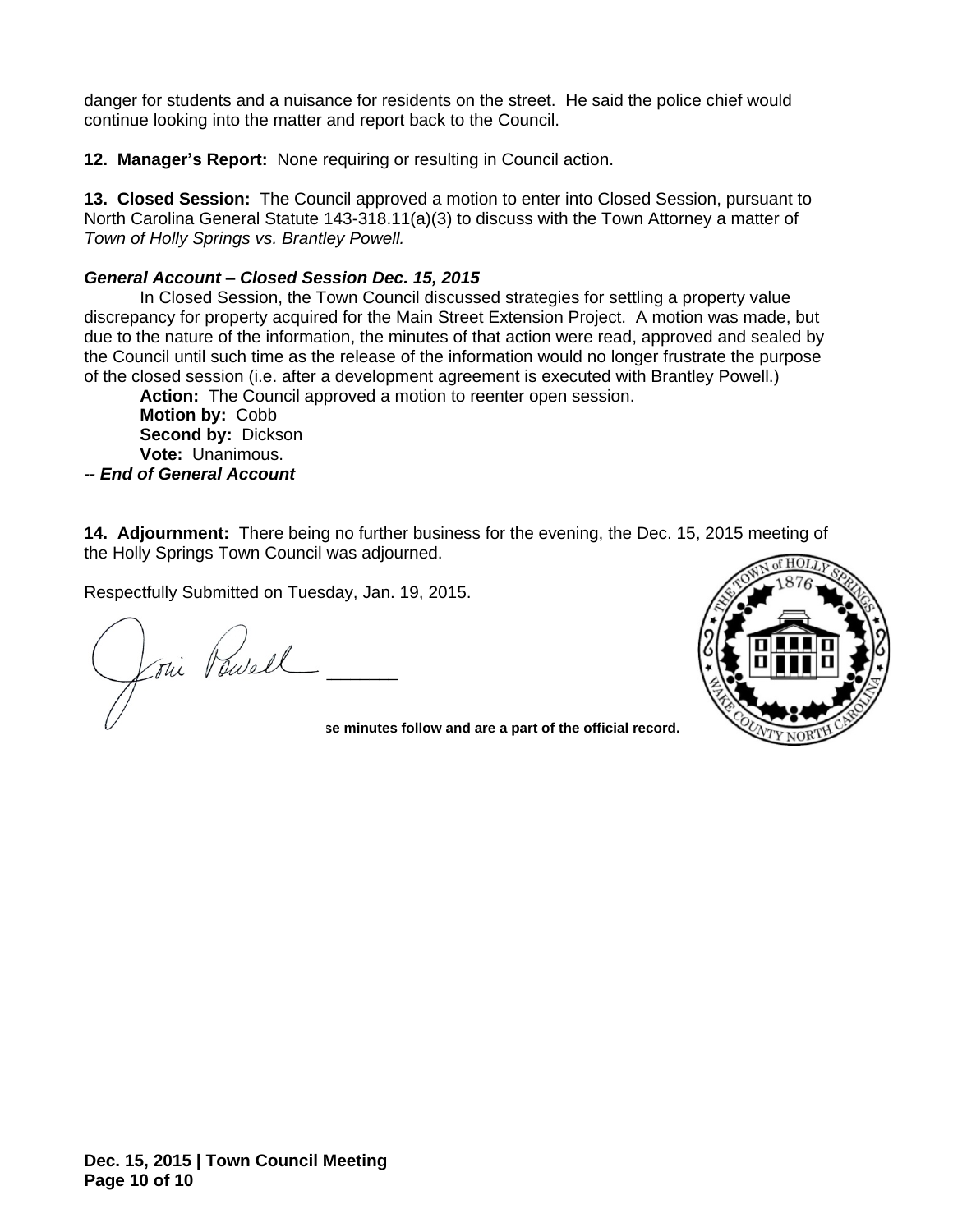danger for students and a nuisance for residents on the street. He said the police chief would continue looking into the matter and report back to the Council.

**12. Manager's Report:** None requiring or resulting in Council action.

**13. Closed Session:** The Council approved a motion to enter into Closed Session, pursuant to North Carolina General Statute 143-318.11(a)(3) to discuss with the Town Attorney a matter of *Town of Holly Springs vs. Brantley Powell.*

***General Account – Closed Session Dec. 15, 2015***

In Closed Session, the Town Council discussed strategies for settling a property value discrepancy for property acquired for the Main Street Extension Project. A motion was made, but due to the nature of the information, the minutes of that action were read, approved and sealed by the Council until such time as the release of the information would no longer frustrate the purpose of the closed session (i.e. after a development agreement is executed with Brantley Powell.)

**Action:** The Council approved a motion to reenter open session.
**Motion by:** Cobb
**Second by:** Dickson
**Vote:** Unanimous.

***-- End of General Account***

**14. Adjournment:** There being no further business for the evening, the Dec. 15, 2015 meeting of the Holly Springs Town Council was adjourned.

Respectfully Submitted on Tuesday, Jan. 19, 2015.

Joni Powell ______

**se minutes follow and are a part of the official record.**